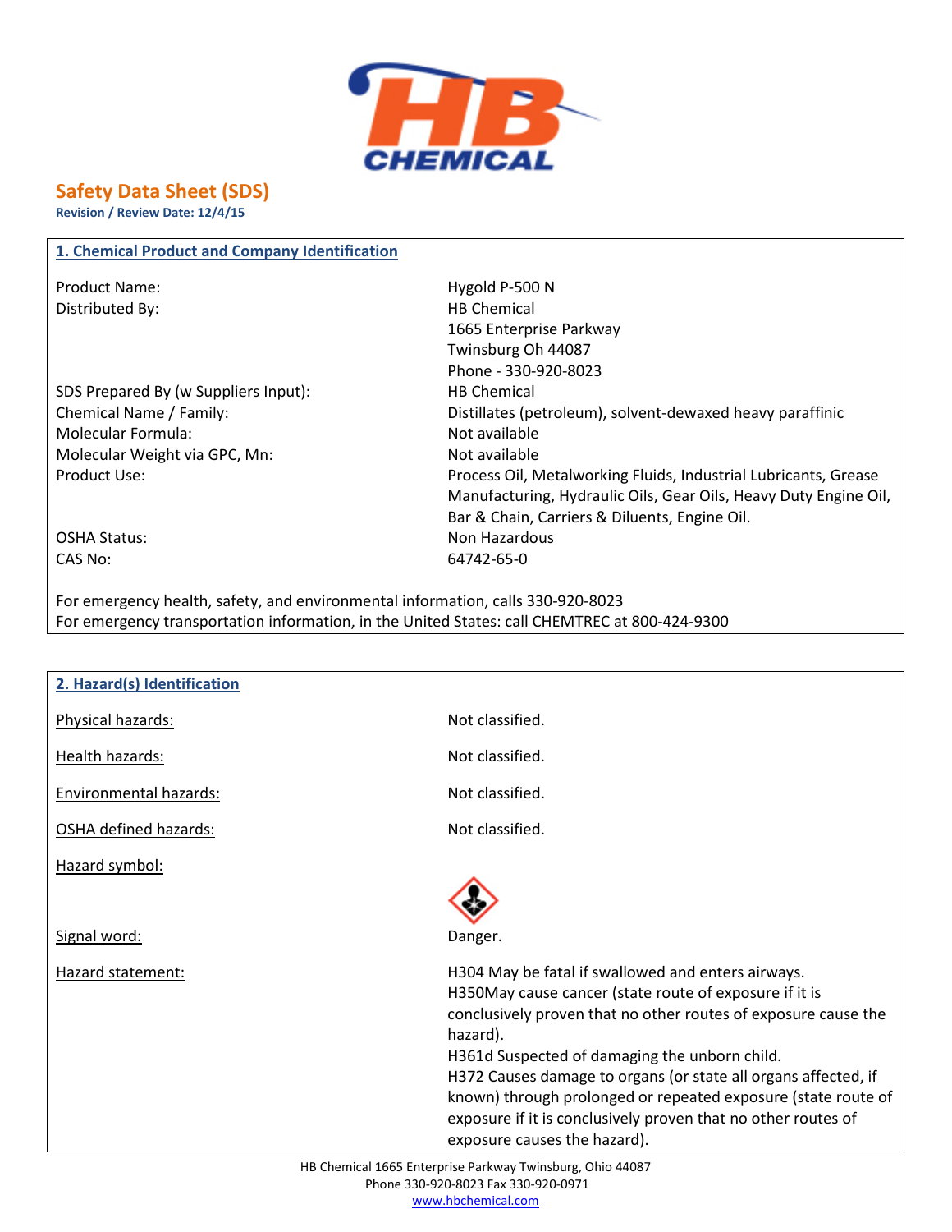HB CHEMICAL

# Safety Data Sheet (SDS)

**Revision / Review Date: 12/4/15**

## 1. Chemical Product and Company Identification

| | |
|---|---|
| Product Name: | Hygold P-500 N |
| Distributed By: | HB Chemical<br>1665 Enterprise Parkway<br>Twinsburg Oh 44087<br>Phone - 330-920-8023 |
| SDS Prepared By (w Suppliers Input): | HB Chemical |
| Chemical Name / Family: | Distillates (petroleum), solvent-dewaxed heavy paraffinic |
| Molecular Formula: | Not available |
| Molecular Weight via GPC, Mn: | Not available |
| Product Use: | Process Oil, Metalworking Fluids, Industrial Lubricants, Grease Manufacturing, Hydraulic Oils, Gear Oils, Heavy Duty Engine Oil, Bar & Chain, Carriers & Diluents, Engine Oil. |
| OSHA Status: | Non Hazardous |
| CAS No: | 64742-65-0 |

For emergency health, safety, and environmental information, calls 330-920-8023
For emergency transportation information, in the United States: call CHEMTREC at 800-424-9300

## 2. Hazard(s) Identification

| | |
|---|---|
| Physical hazards: | Not classified. |
| Health hazards: | Not classified. |
| Environmental hazards: | Not classified. |
| OSHA defined hazards: | Not classified. |
| Hazard symbol: | |
| Signal word: | Danger. |
| Hazard statement: | H304 May be fatal if swallowed and enters airways.<br>H350May cause cancer (state route of exposure if it is conclusively proven that no other routes of exposure cause the hazard).<br>H361d Suspected of damaging the unborn child.<br>H372 Causes damage to organs (or state all organs affected, if known) through prolonged or repeated exposure (state route of exposure if it is conclusively proven that no other routes of exposure causes the hazard). |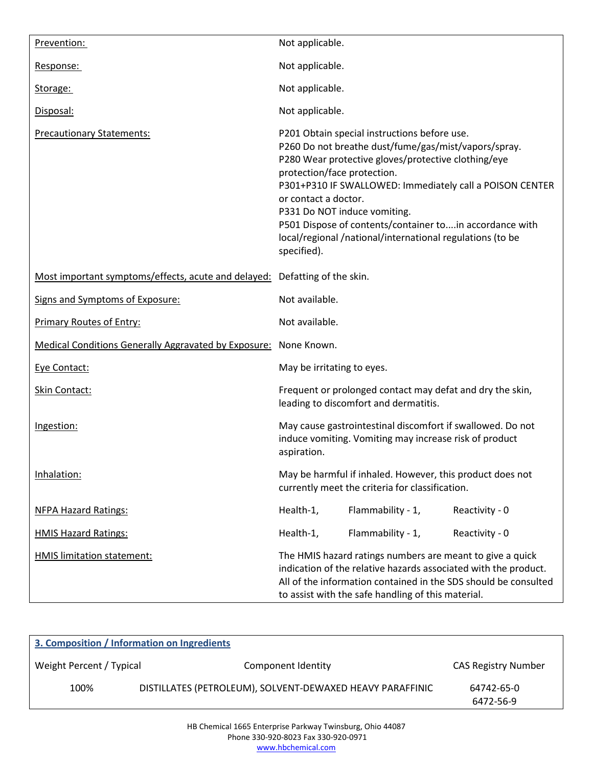| | |
|---|---|
| Prevention: | Not applicable. |
| Response: | Not applicable. |
| Storage: | Not applicable. |
| Disposal: | Not applicable. |
| Precautionary Statements: | P201 Obtain special instructions before use.<br>P260 Do not breathe dust/fume/gas/mist/vapors/spray.<br>P280 Wear protective gloves/protective clothing/eye protection/face protection.<br>P301+P310 IF SWALLOWED: Immediately call a POISON CENTER or contact a doctor.<br>P331 Do NOT induce vomiting.<br>P501 Dispose of contents/container to....in accordance with local/regional /national/international regulations (to be specified). |
| Most important symptoms/effects, acute and delayed: | Defatting of the skin. |
| Signs and Symptoms of Exposure: | Not available. |
| Primary Routes of Entry: | Not available. |
| Medical Conditions Generally Aggravated by Exposure: | None Known. |
| Eye Contact: | May be irritating to eyes. |
| Skin Contact: | Frequent or prolonged contact may defat and dry the skin, leading to discomfort and dermatitis. |
| Ingestion: | May cause gastrointestinal discomfort if swallowed. Do not induce vomiting. Vomiting may increase risk of product aspiration. |
| Inhalation: | May be harmful if inhaled. However, this product does not currently meet the criteria for classification. |
| NFPA Hazard Ratings: | Health-1, Flammability - 1, Reactivity - 0 |
| HMIS Hazard Ratings: | Health-1, Flammability - 1, Reactivity - 0 |
| HMIS limitation statement: | The HMIS hazard ratings numbers are meant to give a quick indication of the relative hazards associated with the product. All of the information contained in the SDS should be consulted to assist with the safe handling of this material. |

## 3. Composition / Information on Ingredients

| Weight Percent / Typical | Component Identity | CAS Registry Number |
|---|---|---|
| 100% | DISTILLATES (PETROLEUM), SOLVENT-DEWAXED HEAVY PARAFFINIC | 64742-65-0<br>6472-56-9 |

HB Chemical 1665 Enterprise Parkway Twinsburg, Ohio 44087
Phone 330-920-8023 Fax 330-920-0971
www.hbchemical.com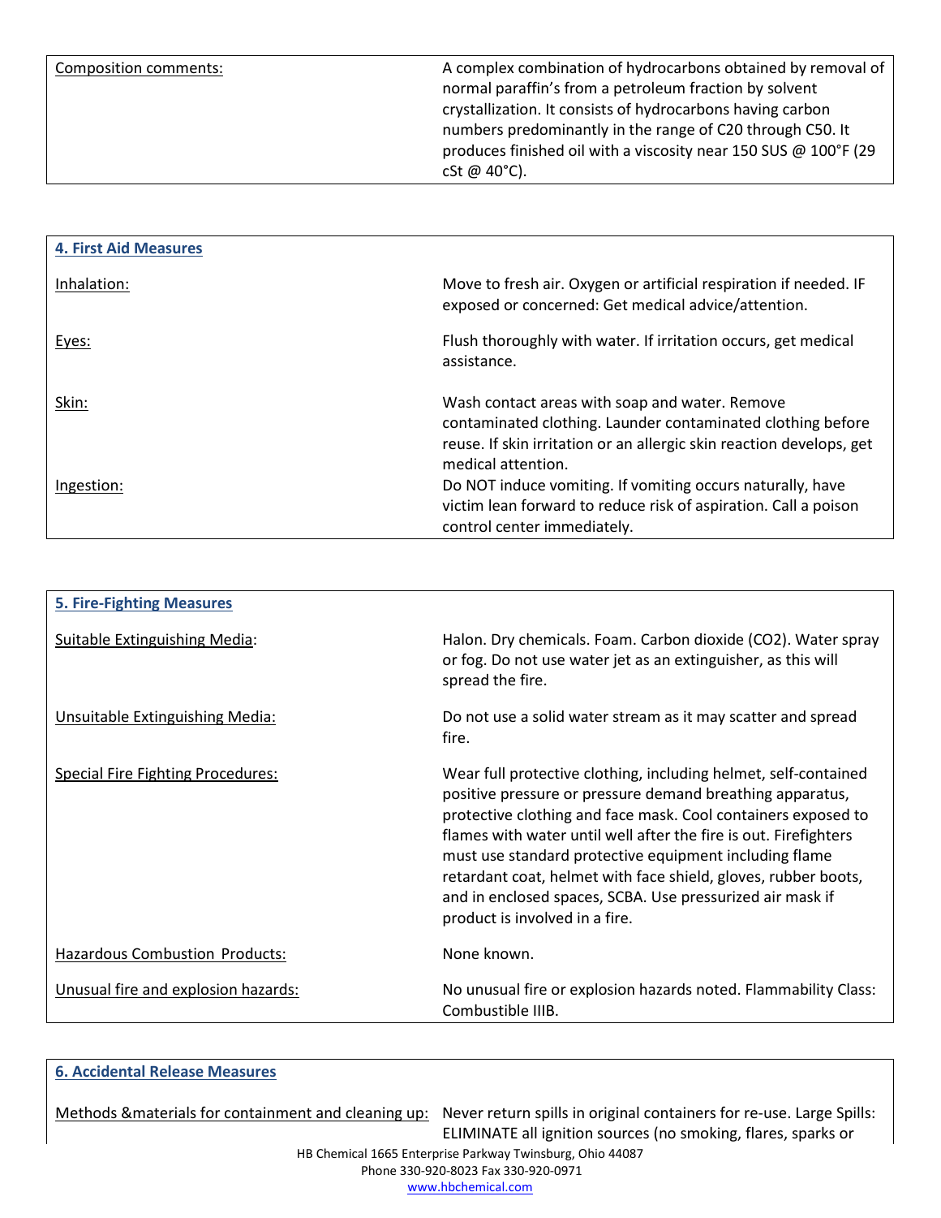| | |
|---|---|
| Composition comments: | A complex combination of hydrocarbons obtained by removal of normal paraffin's from a petroleum fraction by solvent crystallization. It consists of hydrocarbons having carbon numbers predominantly in the range of C20 through C50. It produces finished oil with a viscosity near 150 SUS @ 100°F (29 cSt @ 40°C). |

## 4. First Aid Measures

| | |
|---|---|
| Inhalation: | Move to fresh air. Oxygen or artificial respiration if needed. IF exposed or concerned: Get medical advice/attention. |
| Eyes: | Flush thoroughly with water. If irritation occurs, get medical assistance. |
| Skin: | Wash contact areas with soap and water. Remove contaminated clothing. Launder contaminated clothing before reuse. If skin irritation or an allergic skin reaction develops, get medical attention. |
| Ingestion: | Do NOT induce vomiting. If vomiting occurs naturally, have victim lean forward to reduce risk of aspiration. Call a poison control center immediately. |

## 5. Fire-Fighting Measures

| | |
|---|---|
| Suitable Extinguishing Media: | Halon. Dry chemicals. Foam. Carbon dioxide ($CO_2$). Water spray or fog. Do not use water jet as an extinguisher, as this will spread the fire. |
| Unsuitable Extinguishing Media: | Do not use a solid water stream as it may scatter and spread fire. |
| Special Fire Fighting Procedures: | Wear full protective clothing, including helmet, self-contained positive pressure or pressure demand breathing apparatus, protective clothing and face mask. Cool containers exposed to flames with water until well after the fire is out. Firefighters must use standard protective equipment including flame retardant coat, helmet with face shield, gloves, rubber boots, and in enclosed spaces, SCBA. Use pressurized air mask if product is involved in a fire. |
| Hazardous Combustion Products: | None known. |
| Unusual fire and explosion hazards: | No unusual fire or explosion hazards noted. Flammability Class: Combustible IIIB. |

## 6. Accidental Release Measures

| | |
|---|---|
| Methods &materials for containment and cleaning up: | Never return spills in original containers for re-use. Large Spills: ELIMINATE all ignition sources (no smoking, flares, sparks or |

HB Chemical 1665 Enterprise Parkway Twinsburg, Ohio 44087
Phone 330-920-8023 Fax 330-920-0971
www.hbchemical.com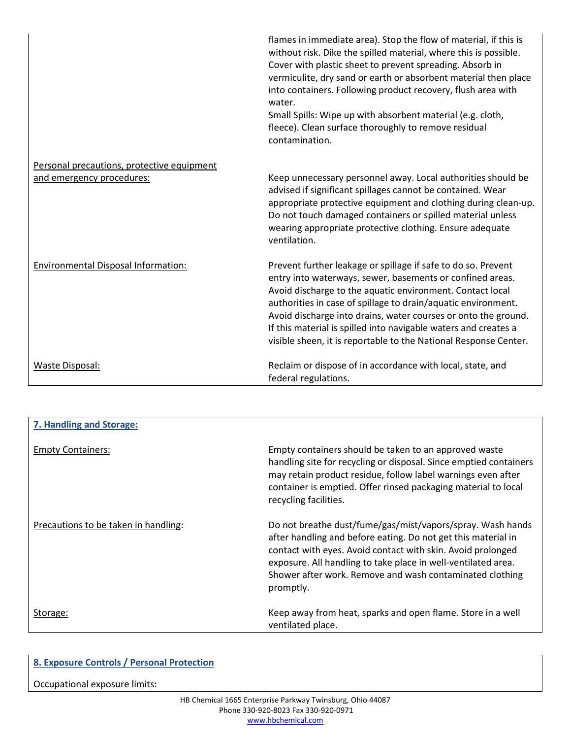| | |
|---|---|
| | flames in immediate area). Stop the flow of material, if this is without risk. Dike the spilled material, where this is possible. Cover with plastic sheet to prevent spreading. Absorb in vermiculite, dry sand or earth or absorbent material then place into containers. Following product recovery, flush area with water.<br>Small Spills: Wipe up with absorbent material (e.g. cloth, fleece). Clean surface thoroughly to remove residual contamination. |
| Personal precautions, protective equipment and emergency procedures: | Keep unnecessary personnel away. Local authorities should be advised if significant spillages cannot be contained. Wear appropriate protective equipment and clothing during clean-up. Do not touch damaged containers or spilled material unless wearing appropriate protective clothing. Ensure adequate ventilation. |
| Environmental Disposal Information: | Prevent further leakage or spillage if safe to do so. Prevent entry into waterways, sewer, basements or confined areas. Avoid discharge to the aquatic environment. Contact local authorities in case of spillage to drain/aquatic environment. Avoid discharge into drains, water courses or onto the ground. If this material is spilled into navigable waters and creates a visible sheen, it is reportable to the National Response Center. |
| Waste Disposal: | Reclaim or dispose of in accordance with local, state, and federal regulations. |

## 7. Handling and Storage:

| | |
|---|---|
| Empty Containers: | Empty containers should be taken to an approved waste handling site for recycling or disposal. Since emptied containers may retain product residue, follow label warnings even after container is emptied. Offer rinsed packaging material to local recycling facilities. |
| Precautions to be taken in handling: | Do not breathe dust/fume/gas/mist/vapors/spray. Wash hands after handling and before eating. Do not get this material in contact with eyes. Avoid contact with skin. Avoid prolonged exposure. All handling to take place in well-ventilated area. Shower after work. Remove and wash contaminated clothing promptly. |
| Storage: | Keep away from heat, sparks and open flame. Store in a well ventilated place. |

## 8. Exposure Controls / Personal Protection

Occupational exposure limits: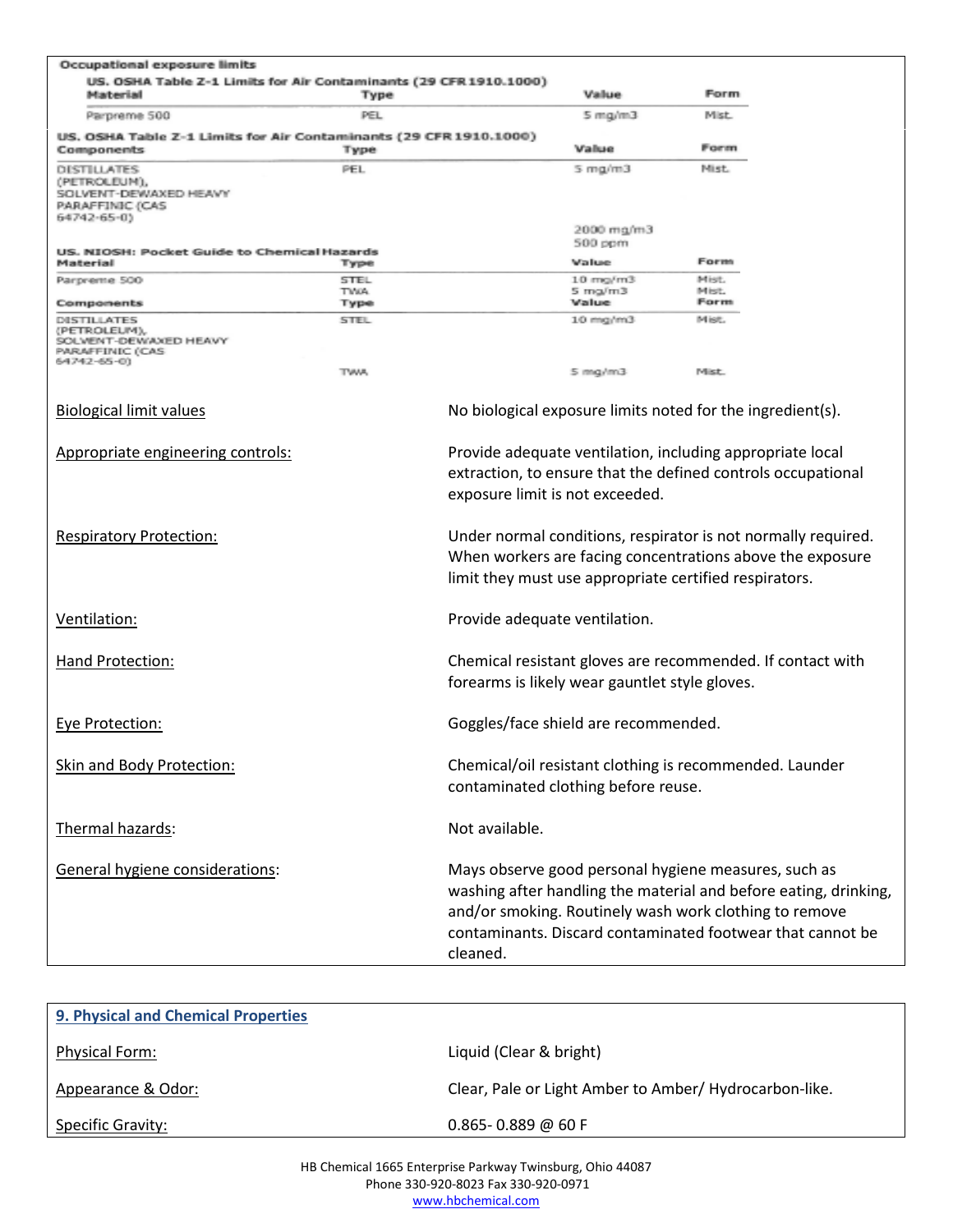**Occupational exposure limits**

US. OSHA Table Z-1 Limits for Air Contaminants (29 CFR 1910.1000)

| Material | Type | Value | Form |
|---|---|---|---|
| Parpreme 500 | PEL | 5 mg/m3 | Mist. |

US. OSHA Table Z-1 Limits for Air Contaminants (29 CFR 1910.1000)

| Components | Type | Value | Form |
|---|---|---|---|
| DISTILLATES (PETROLEUM), SOLVENT-DEWAXED HEAVY PARAFFINIC (CAS 64742-65-0) | PEL | 5 mg/m3 | Mist. |
| | | 2000 mg/m3 | |
| | | 500 ppm | |

US. NIOSH: Pocket Guide to Chemical Hazards

| Material | Type | Value | Form |
|---|---|---|---|
| Parpreme 500 | STEL | 10 mg/m3 | Mist. |
| | TWA | 5 mg/m3 | Mist. |

| Components | Type | Value | Form |
|---|---|---|---|
| DISTILLATES (PETROLEUM), SOLVENT-DEWAXED HEAVY PARAFFINIC (CAS 64742-65-0) | STEL | 10 mg/m3 | Mist. |
| | TWA | 5 mg/m3 | Mist. |

Biological limit values: No biological exposure limits noted for the ingredient(s).

Appropriate engineering controls: Provide adequate ventilation, including appropriate local extraction, to ensure that the defined controls occupational exposure limit is not exceeded.

Respiratory Protection: Under normal conditions, respirator is not normally required. When workers are facing concentrations above the exposure limit they must use appropriate certified respirators.

Ventilation: Provide adequate ventilation.

Hand Protection: Chemical resistant gloves are recommended. If contact with forearms is likely wear gauntlet style gloves.

Eye Protection: Goggles/face shield are recommended.

Skin and Body Protection: Chemical/oil resistant clothing is recommended. Launder contaminated clothing before reuse.

Thermal hazards: Not available.

General hygiene considerations: Mays observe good personal hygiene measures, such as washing after handling the material and before eating, drinking, and/or smoking. Routinely wash work clothing to remove contaminants. Discard contaminated footwear that cannot be cleaned.

## 9. Physical and Chemical Properties

Physical Form: Liquid (Clear & bright)

Appearance & Odor: Clear, Pale or Light Amber to Amber/ Hydrocarbon-like.

Specific Gravity: 0.865- 0.889 @ 60 F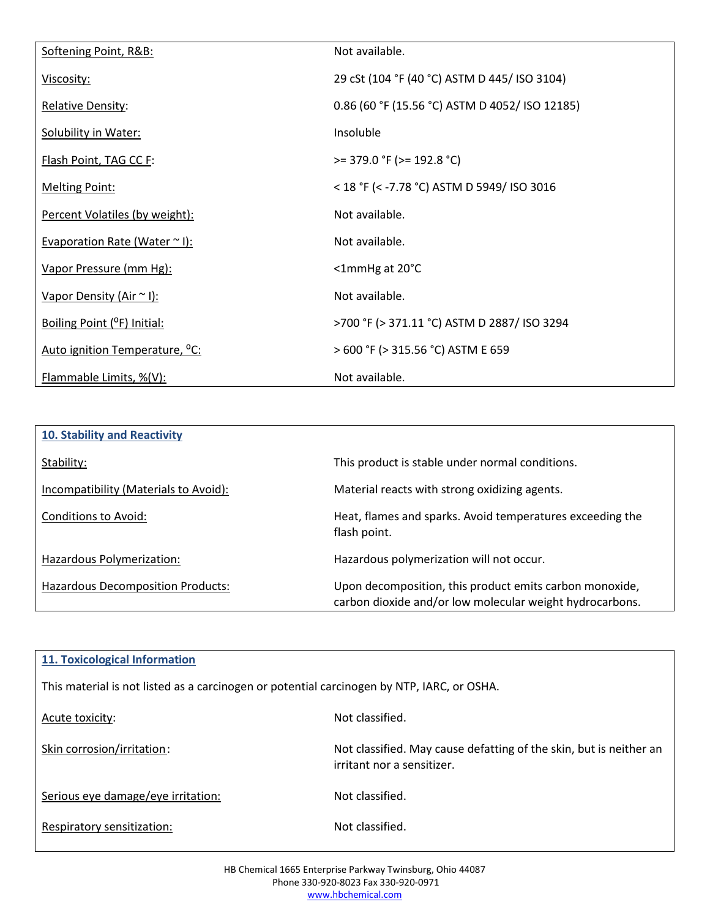| | |
|---|---|
| Softening Point, R&B: | Not available. |
| Viscosity: | 29 cSt (104 °F (40 °C) ASTM D 445/ ISO 3104) |
| Relative Density: | 0.86 (60 °F (15.56 °C) ASTM D 4052/ ISO 12185) |
| Solubility in Water: | Insoluble |
| Flash Point, TAG CC F: | >= 379.0 °F (>= 192.8 °C) |
| Melting Point: | < 18 °F (< -7.78 °C) ASTM D 5949/ ISO 3016 |
| Percent Volatiles (by weight): | Not available. |
| Evaporation Rate (Water ~ I): | Not available. |
| Vapor Pressure (mm Hg): | <1mmHg at 20°C |
| Vapor Density (Air ~ I): | Not available. |
| Boiling Point (°F) Initial: | >700 °F (> 371.11 °C) ASTM D 2887/ ISO 3294 |
| Auto ignition Temperature, °C: | > 600 °F (> 315.56 °C) ASTM E 659 |
| Flammable Limits, %(V): | Not available. |

## 10. Stability and Reactivity

| | |
|---|---|
| Stability: | This product is stable under normal conditions. |
| Incompatibility (Materials to Avoid): | Material reacts with strong oxidizing agents. |
| Conditions to Avoid: | Heat, flames and sparks. Avoid temperatures exceeding the flash point. |
| Hazardous Polymerization: | Hazardous polymerization will not occur. |
| Hazardous Decomposition Products: | Upon decomposition, this product emits carbon monoxide, carbon dioxide and/or low molecular weight hydrocarbons. |

## 11. Toxicological Information

This material is not listed as a carcinogen or potential carcinogen by NTP, IARC, or OSHA.

| | |
|---|---|
| Acute toxicity: | Not classified. |
| Skin corrosion/irritation: | Not classified. May cause defatting of the skin, but is neither an irritant nor a sensitizer. |
| Serious eye damage/eye irritation: | Not classified. |
| Respiratory sensitization: | Not classified. |

HB Chemical 1665 Enterprise Parkway Twinsburg, Ohio 44087
Phone 330-920-8023 Fax 330-920-0971
www.hbchemical.com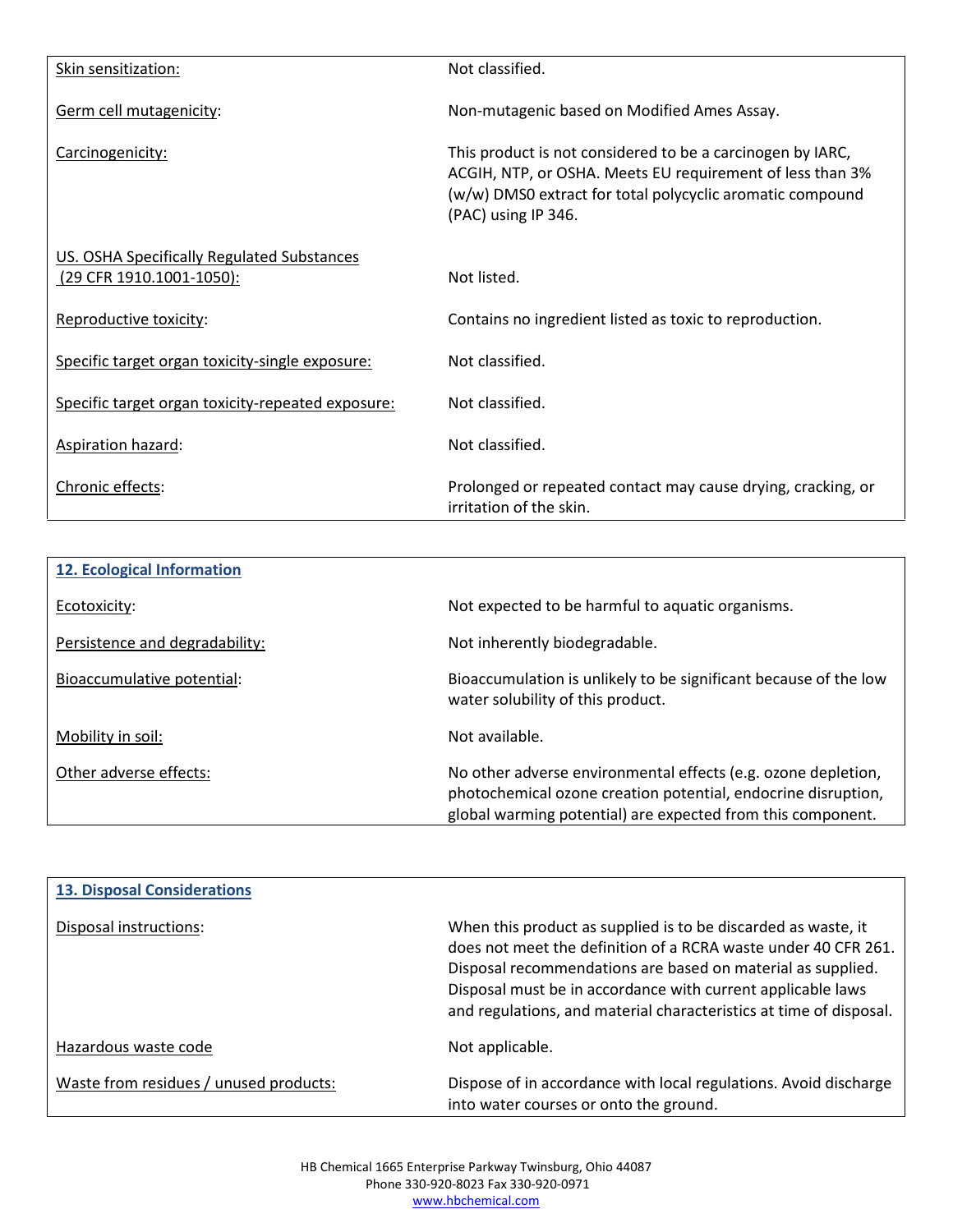| | |
|---|---|
| Skin sensitization: | Not classified. |
| Germ cell mutagenicity: | Non-mutagenic based on Modified Ames Assay. |
| Carcinogenicity: | This product is not considered to be a carcinogen by IARC, ACGIH, NTP, or OSHA. Meets EU requirement of less than 3% (w/w) DMS0 extract for total polycyclic aromatic compound (PAC) using IP 346. |
| US. OSHA Specifically Regulated Substances (29 CFR 1910.1001-1050): | Not listed. |
| Reproductive toxicity: | Contains no ingredient listed as toxic to reproduction. |
| Specific target organ toxicity-single exposure: | Not classified. |
| Specific target organ toxicity-repeated exposure: | Not classified. |
| Aspiration hazard: | Not classified. |
| Chronic effects: | Prolonged or repeated contact may cause drying, cracking, or irritation of the skin. |

## 12. Ecological Information

| | |
|---|---|
| Ecotoxicity: | Not expected to be harmful to aquatic organisms. |
| Persistence and degradability: | Not inherently biodegradable. |
| Bioaccumulative potential: | Bioaccumulation is unlikely to be significant because of the low water solubility of this product. |
| Mobility in soil: | Not available. |
| Other adverse effects: | No other adverse environmental effects (e.g. ozone depletion, photochemical ozone creation potential, endocrine disruption, global warming potential) are expected from this component. |

## 13. Disposal Considerations

| | |
|---|---|
| Disposal instructions: | When this product as supplied is to be discarded as waste, it does not meet the definition of a RCRA waste under 40 CFR 261. Disposal recommendations are based on material as supplied. Disposal must be in accordance with current applicable laws and regulations, and material characteristics at time of disposal. |
| Hazardous waste code | Not applicable. |
| Waste from residues / unused products: | Dispose of in accordance with local regulations. Avoid discharge into water courses or onto the ground. |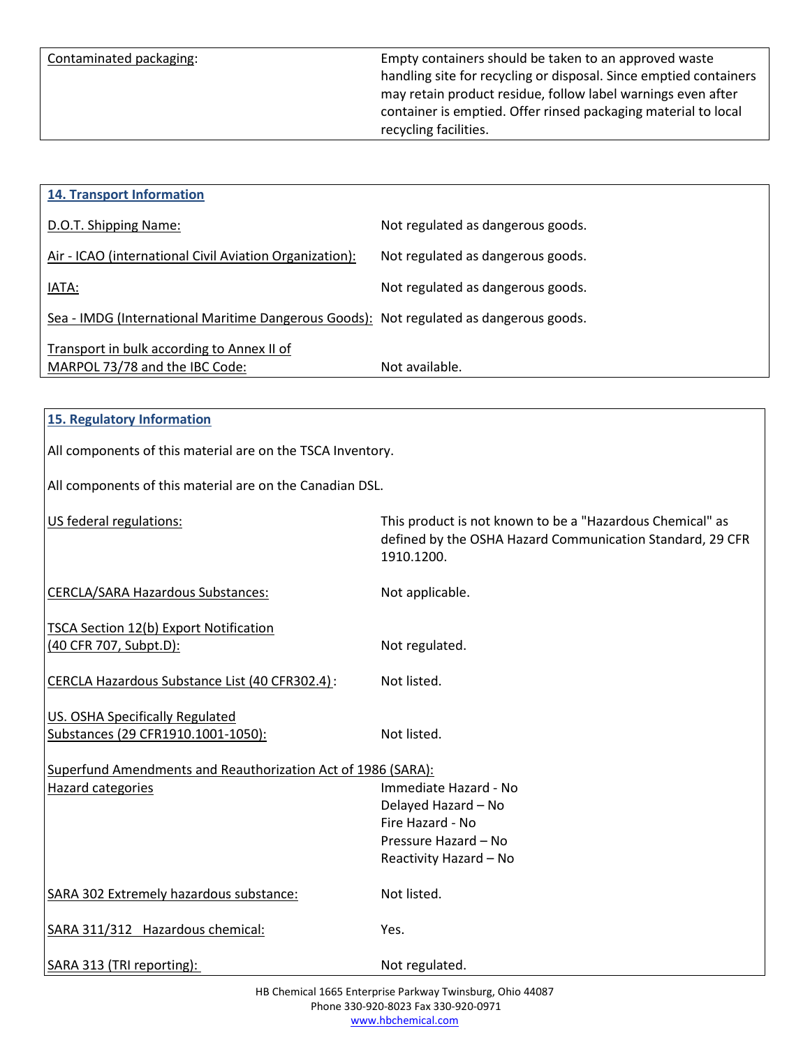| | |
|---|---|
| Contaminated packaging: | Empty containers should be taken to an approved waste handling site for recycling or disposal. Since emptied containers may retain product residue, follow label warnings even after container is emptied. Offer rinsed packaging material to local recycling facilities. |

## 14. Transport Information

| | |
|---|---|
| D.O.T. Shipping Name: | Not regulated as dangerous goods. |
| Air - ICAO (international Civil Aviation Organization): | Not regulated as dangerous goods. |
| IATA: | Not regulated as dangerous goods. |
| Sea - IMDG (International Maritime Dangerous Goods): | Not regulated as dangerous goods. |
| Transport in bulk according to Annex II of MARPOL 73/78 and the IBC Code: | Not available. |

## 15. Regulatory Information

All components of this material are on the TSCA Inventory.

All components of this material are on the Canadian DSL.

| | |
|---|---|
| US federal regulations: | This product is not known to be a "Hazardous Chemical" as defined by the OSHA Hazard Communication Standard, 29 CFR 1910.1200. |
| CERCLA/SARA Hazardous Substances: | Not applicable. |
| TSCA Section 12(b) Export Notification (40 CFR 707, Subpt.D): | Not regulated. |
| CERCLA Hazardous Substance List (40 CFR302.4): | Not listed. |
| US. OSHA Specifically Regulated Substances (29 CFR1910.1001-1050): | Not listed. |

Superfund Amendments and Reauthorization Act of 1986 (SARA):

| | |
|---|---|
| Hazard categories | Immediate Hazard - No<br>Delayed Hazard – No<br>Fire Hazard - No<br>Pressure Hazard – No<br>Reactivity Hazard – No |
| SARA 302 Extremely hazardous substance: | Not listed. |
| SARA 311/312 Hazardous chemical: | Yes. |
| SARA 313 (TRI reporting): | Not regulated. |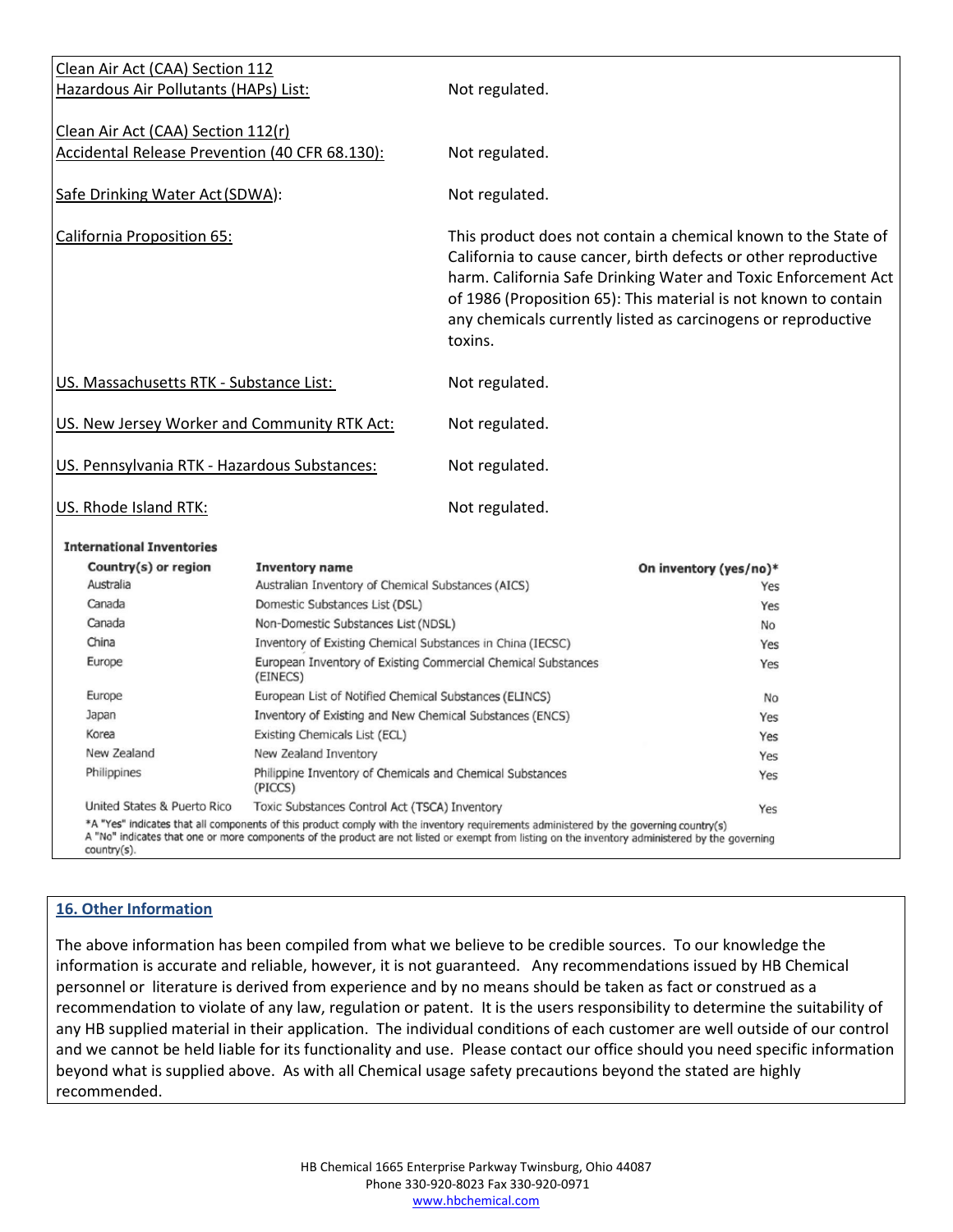Clean Air Act (CAA) Section 112
Hazardous Air Pollutants (HAPs) List: Not regulated.

Clean Air Act (CAA) Section 112(r)
Accidental Release Prevention (40 CFR 68.130): Not regulated.

Safe Drinking Water Act (SDWA): Not regulated.

California Proposition 65: This product does not contain a chemical known to the State of California to cause cancer, birth defects or other reproductive harm. California Safe Drinking Water and Toxic Enforcement Act of 1986 (Proposition 65): This material is not known to contain any chemicals currently listed as carcinogens or reproductive toxins.

US. Massachusetts RTK - Substance List: Not regulated.

US. New Jersey Worker and Community RTK Act: Not regulated.

US. Pennsylvania RTK - Hazardous Substances: Not regulated.

US. Rhode Island RTK: Not regulated.

**International Inventories**

| Country(s) or region | Inventory name | On inventory (yes/no)* |
|---|---|---|
| Australia | Australian Inventory of Chemical Substances (AICS) | Yes |
| Canada | Domestic Substances List (DSL) | Yes |
| Canada | Non-Domestic Substances List (NDSL) | No |
| China | Inventory of Existing Chemical Substances in China (IECSC) | Yes |
| Europe | European Inventory of Existing Commercial Chemical Substances (EINECS) | Yes |
| Europe | European List of Notified Chemical Substances (ELINCS) | No |
| Japan | Inventory of Existing and New Chemical Substances (ENCS) | Yes |
| Korea | Existing Chemicals List (ECL) | Yes |
| New Zealand | New Zealand Inventory | Yes |
| Philippines | Philippine Inventory of Chemicals and Chemical Substances (PICCS) | Yes |
| United States & Puerto Rico | Toxic Substances Control Act (TSCA) Inventory | Yes |

*A "Yes" indicates that all components of this product comply with the inventory requirements administered by the governing country(s)
A "No" indicates that one or more components of the product are not listed or exempt from listing on the inventory administered by the governing country(s).

## 16. Other Information

The above information has been compiled from what we believe to be credible sources. To our knowledge the information is accurate and reliable, however, it is not guaranteed. Any recommendations issued by HB Chemical personnel or literature is derived from experience and by no means should be taken as fact or construed as a recommendation to violate of any law, regulation or patent. It is the users responsibility to determine the suitability of any HB supplied material in their application. The individual conditions of each customer are well outside of our control and we cannot be held liable for its functionality and use. Please contact our office should you need specific information beyond what is supplied above. As with all Chemical usage safety precautions beyond the stated are highly recommended.

HB Chemical 1665 Enterprise Parkway Twinsburg, Ohio 44087
Phone 330-920-8023 Fax 330-920-0971
www.hbchemical.com